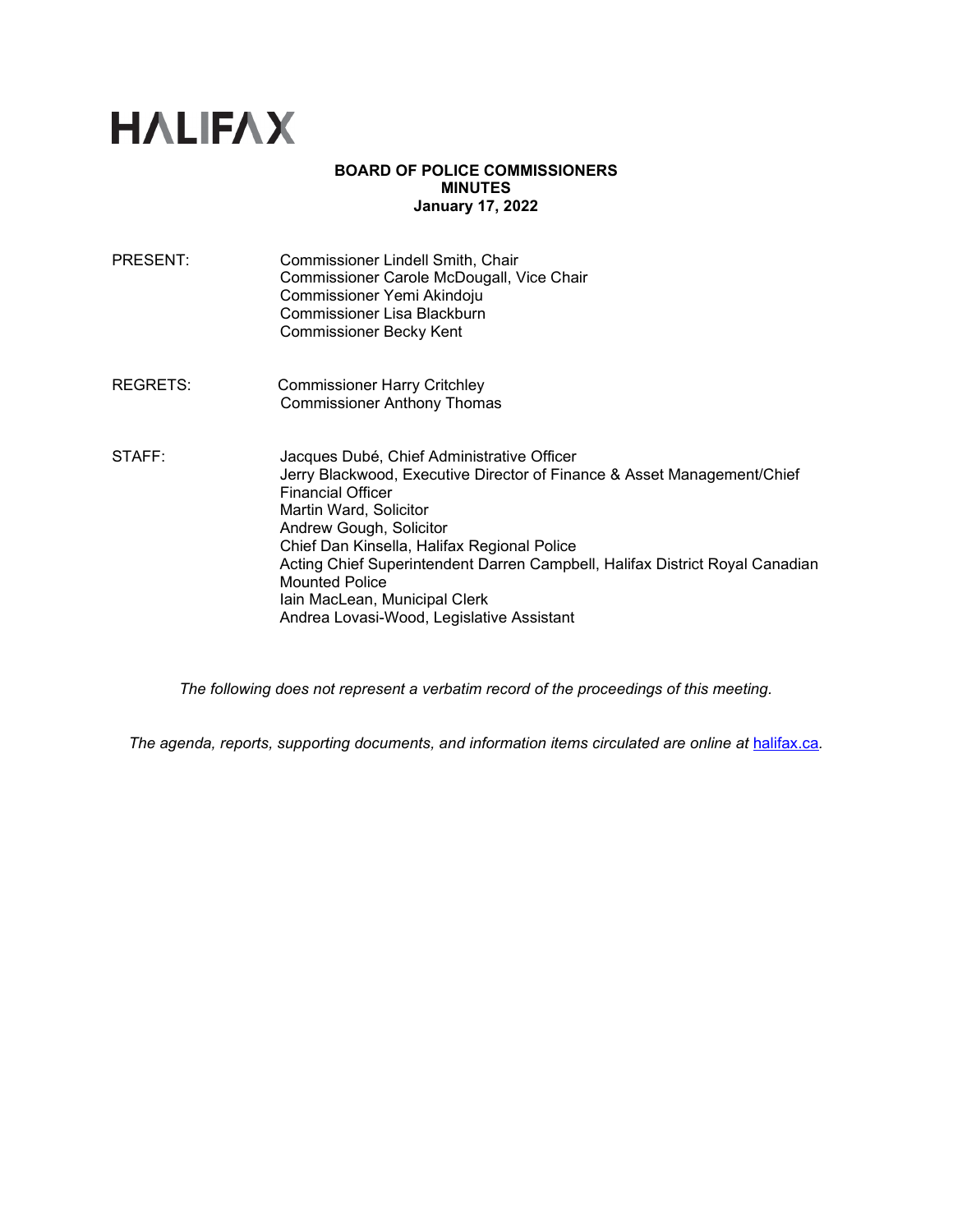# HALIFAX

**BOARD OF POLICE COMMISSIONERS**
**MINUTES**
**January 17, 2022**

PRESENT: Commissioner Lindell Smith, Chair
Commissioner Carole McDougall, Vice Chair
Commissioner Yemi Akindoju
Commissioner Lisa Blackburn
Commissioner Becky Kent

REGRETS: Commissioner Harry Critchley
Commissioner Anthony Thomas

STAFF: Jacques Dubé, Chief Administrative Officer
Jerry Blackwood, Executive Director of Finance & Asset Management/Chief Financial Officer
Martin Ward, Solicitor
Andrew Gough, Solicitor
Chief Dan Kinsella, Halifax Regional Police
Acting Chief Superintendent Darren Campbell, Halifax District Royal Canadian Mounted Police
Iain MacLean, Municipal Clerk
Andrea Lovasi-Wood, Legislative Assistant

*The following does not represent a verbatim record of the proceedings of this meeting.*

*The agenda, reports, supporting documents, and information items circulated are online at* [halifax.ca](halifax.ca)*.*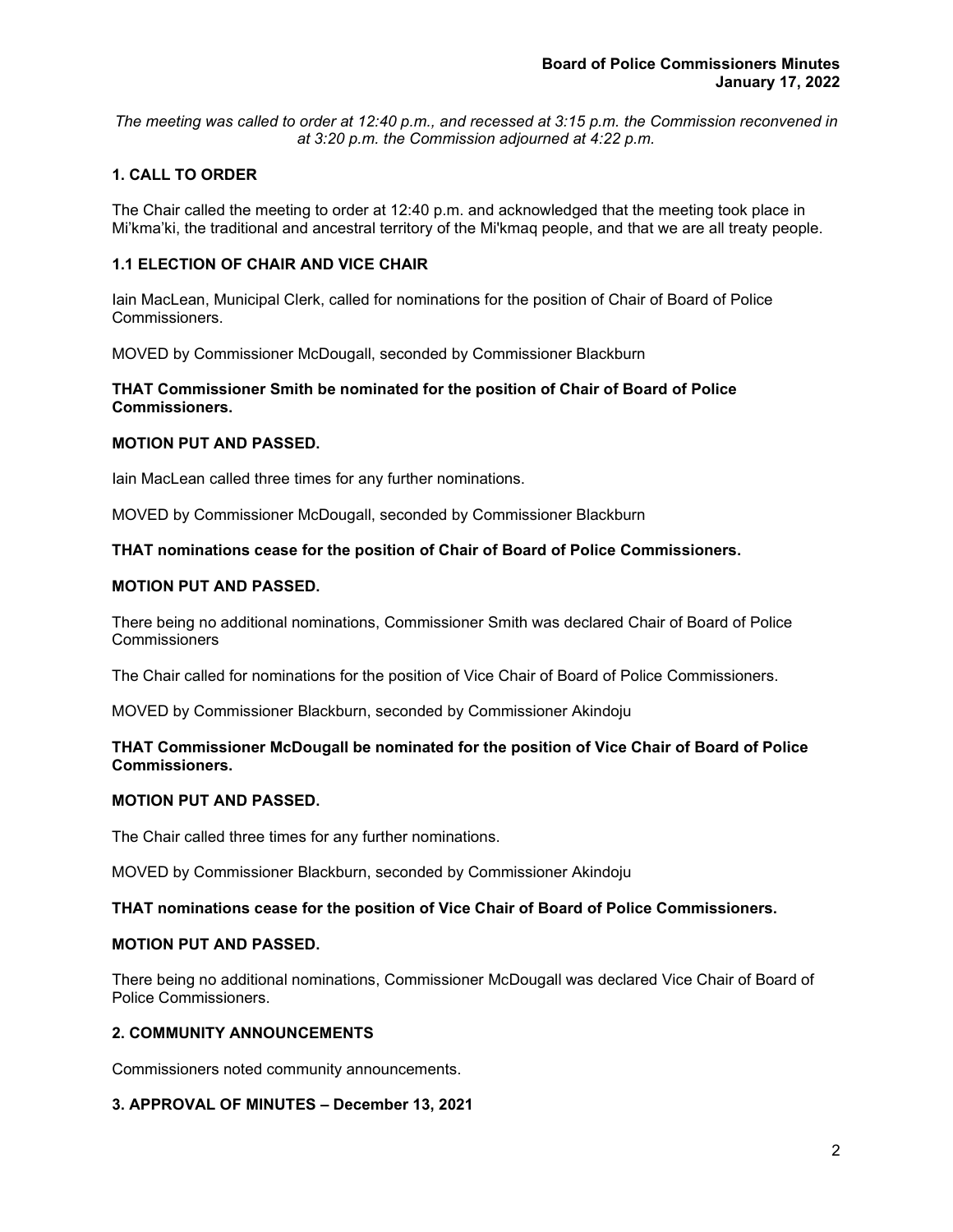*The meeting was called to order at 12:40 p.m., and recessed at 3:15 p.m. the Commission reconvened in at 3:20 p.m. the Commission adjourned at 4:22 p.m.*

## 1. CALL TO ORDER

The Chair called the meeting to order at 12:40 p.m. and acknowledged that the meeting took place in Mi'kma'ki, the traditional and ancestral territory of the Mi'kmaq people, and that we are all treaty people.

### 1.1 ELECTION OF CHAIR AND VICE CHAIR

Iain MacLean, Municipal Clerk, called for nominations for the position of Chair of Board of Police Commissioners.

MOVED by Commissioner McDougall, seconded by Commissioner Blackburn

**THAT Commissioner Smith be nominated for the position of Chair of Board of Police Commissioners.**

**MOTION PUT AND PASSED.**

Iain MacLean called three times for any further nominations.

MOVED by Commissioner McDougall, seconded by Commissioner Blackburn

**THAT nominations cease for the position of Chair of Board of Police Commissioners.**

**MOTION PUT AND PASSED.**

There being no additional nominations, Commissioner Smith was declared Chair of Board of Police Commissioners

The Chair called for nominations for the position of Vice Chair of Board of Police Commissioners.

MOVED by Commissioner Blackburn, seconded by Commissioner Akindoju

**THAT Commissioner McDougall be nominated for the position of Vice Chair of Board of Police Commissioners.**

**MOTION PUT AND PASSED.**

The Chair called three times for any further nominations.

MOVED by Commissioner Blackburn, seconded by Commissioner Akindoju

**THAT nominations cease for the position of Vice Chair of Board of Police Commissioners.**

**MOTION PUT AND PASSED.**

There being no additional nominations, Commissioner McDougall was declared Vice Chair of Board of Police Commissioners.

## 2. COMMUNITY ANNOUNCEMENTS

Commissioners noted community announcements.

## 3. APPROVAL OF MINUTES – December 13, 2021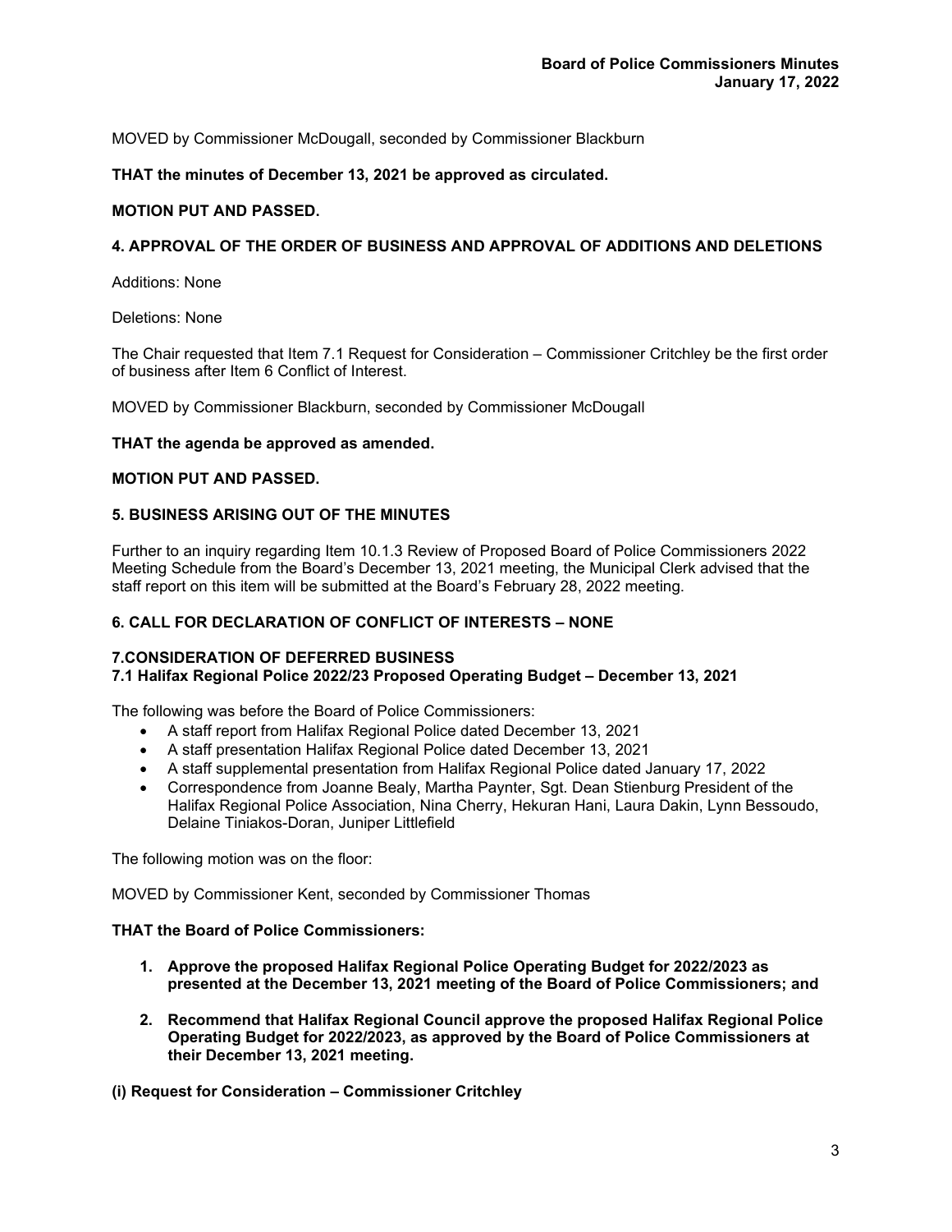MOVED by Commissioner McDougall, seconded by Commissioner Blackburn

**THAT the minutes of December 13, 2021 be approved as circulated.**

**MOTION PUT AND PASSED.**

## 4. APPROVAL OF THE ORDER OF BUSINESS AND APPROVAL OF ADDITIONS AND DELETIONS

Additions: None

Deletions: None

The Chair requested that Item 7.1 Request for Consideration – Commissioner Critchley be the first order of business after Item 6 Conflict of Interest.

MOVED by Commissioner Blackburn, seconded by Commissioner McDougall

**THAT the agenda be approved as amended.**

**MOTION PUT AND PASSED.**

## 5. BUSINESS ARISING OUT OF THE MINUTES

Further to an inquiry regarding Item 10.1.3 Review of Proposed Board of Police Commissioners 2022 Meeting Schedule from the Board's December 13, 2021 meeting, the Municipal Clerk advised that the staff report on this item will be submitted at the Board's February 28, 2022 meeting.

## 6. CALL FOR DECLARATION OF CONFLICT OF INTERESTS – NONE

## 7.CONSIDERATION OF DEFERRED BUSINESS

### 7.1 Halifax Regional Police 2022/23 Proposed Operating Budget – December 13, 2021

The following was before the Board of Police Commissioners:

- A staff report from Halifax Regional Police dated December 13, 2021
- A staff presentation Halifax Regional Police dated December 13, 2021
- A staff supplemental presentation from Halifax Regional Police dated January 17, 2022
- Correspondence from Joanne Bealy, Martha Paynter, Sgt. Dean Stienburg President of the Halifax Regional Police Association, Nina Cherry, Hekuran Hani, Laura Dakin, Lynn Bessoudo, Delaine Tiniakos-Doran, Juniper Littlefield

The following motion was on the floor:

MOVED by Commissioner Kent, seconded by Commissioner Thomas

**THAT the Board of Police Commissioners:**

1. **Approve the proposed Halifax Regional Police Operating Budget for 2022/2023 as presented at the December 13, 2021 meeting of the Board of Police Commissioners; and**
2. **Recommend that Halifax Regional Council approve the proposed Halifax Regional Police Operating Budget for 2022/2023, as approved by the Board of Police Commissioners at their December 13, 2021 meeting.**

**(i) Request for Consideration – Commissioner Critchley**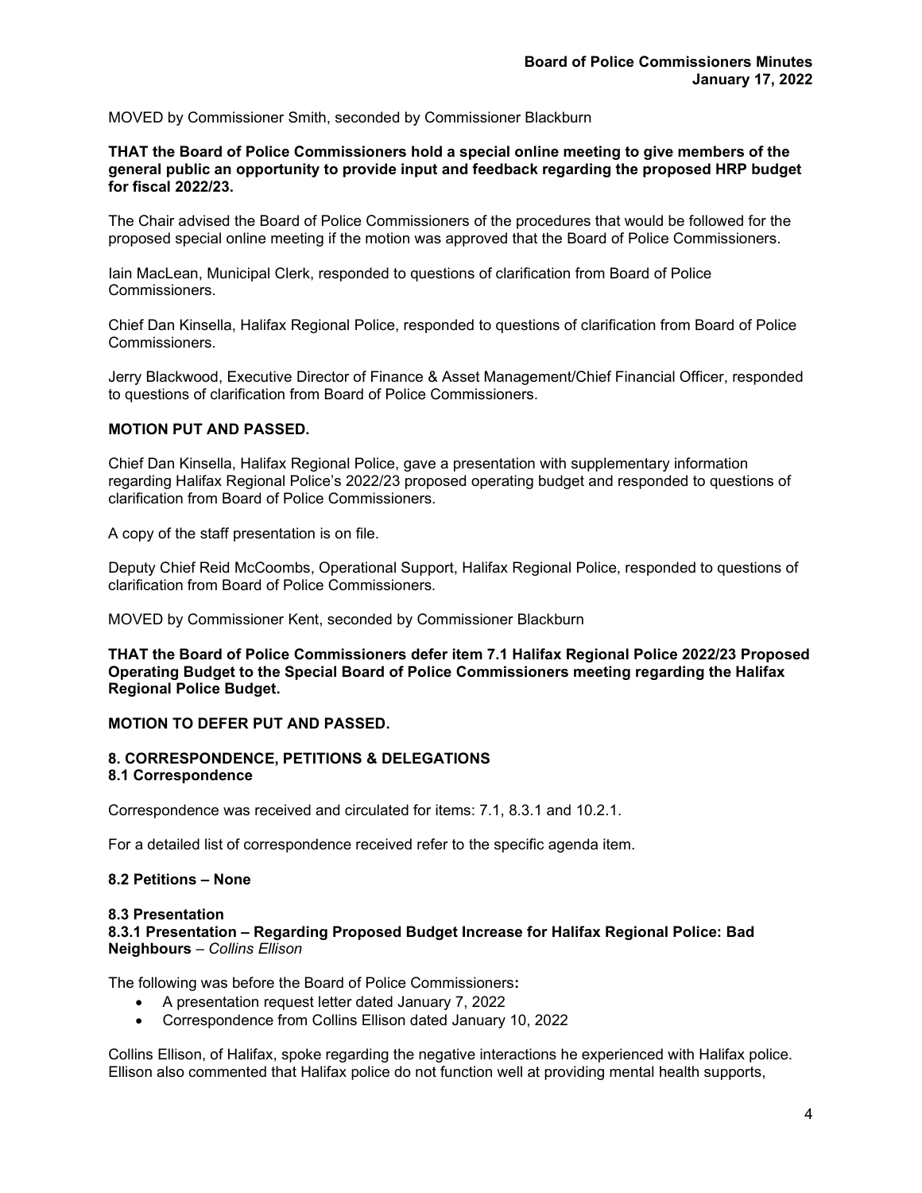MOVED by Commissioner Smith, seconded by Commissioner Blackburn

**THAT the Board of Police Commissioners hold a special online meeting to give members of the general public an opportunity to provide input and feedback regarding the proposed HRP budget for fiscal 2022/23.**

The Chair advised the Board of Police Commissioners of the procedures that would be followed for the proposed special online meeting if the motion was approved that the Board of Police Commissioners.

Iain MacLean, Municipal Clerk, responded to questions of clarification from Board of Police Commissioners.

Chief Dan Kinsella, Halifax Regional Police, responded to questions of clarification from Board of Police Commissioners.

Jerry Blackwood, Executive Director of Finance & Asset Management/Chief Financial Officer, responded to questions of clarification from Board of Police Commissioners.

**MOTION PUT AND PASSED.**

Chief Dan Kinsella, Halifax Regional Police, gave a presentation with supplementary information regarding Halifax Regional Police's 2022/23 proposed operating budget and responded to questions of clarification from Board of Police Commissioners.

A copy of the staff presentation is on file.

Deputy Chief Reid McCoombs, Operational Support, Halifax Regional Police, responded to questions of clarification from Board of Police Commissioners.

MOVED by Commissioner Kent, seconded by Commissioner Blackburn

**THAT the Board of Police Commissioners defer item 7.1 Halifax Regional Police 2022/23 Proposed Operating Budget to the Special Board of Police Commissioners meeting regarding the Halifax Regional Police Budget.**

**MOTION TO DEFER PUT AND PASSED.**

## 8. CORRESPONDENCE, PETITIONS & DELEGATIONS

### 8.1 Correspondence

Correspondence was received and circulated for items: 7.1, 8.3.1 and 10.2.1.

For a detailed list of correspondence received refer to the specific agenda item.

### 8.2 Petitions – None

### 8.3 Presentation

#### 8.3.1 Presentation – Regarding Proposed Budget Increase for Halifax Regional Police: Bad Neighbours – *Collins Ellison*

The following was before the Board of Police Commissioners**:**

- A presentation request letter dated January 7, 2022
- Correspondence from Collins Ellison dated January 10, 2022

Collins Ellison, of Halifax, spoke regarding the negative interactions he experienced with Halifax police. Ellison also commented that Halifax police do not function well at providing mental health supports,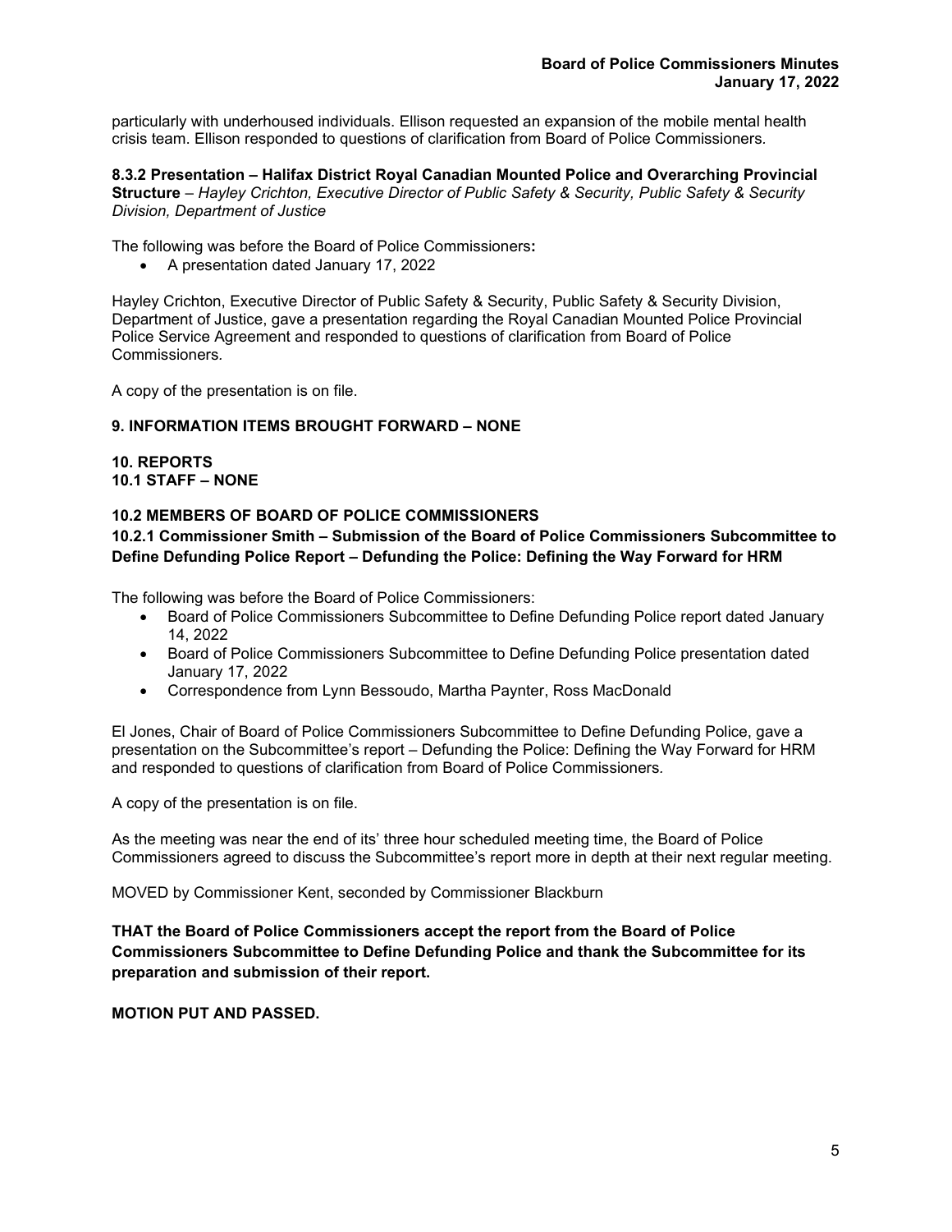particularly with underhoused individuals. Ellison requested an expansion of the mobile mental health crisis team. Ellison responded to questions of clarification from Board of Police Commissioners.

**8.3.2 Presentation – Halifax District Royal Canadian Mounted Police and Overarching Provincial Structure** – *Hayley Crichton, Executive Director of Public Safety & Security, Public Safety & Security Division, Department of Justice*

The following was before the Board of Police Commissioners**:**

- A presentation dated January 17, 2022

Hayley Crichton, Executive Director of Public Safety & Security, Public Safety & Security Division, Department of Justice, gave a presentation regarding the Royal Canadian Mounted Police Provincial Police Service Agreement and responded to questions of clarification from Board of Police Commissioners.

A copy of the presentation is on file.

## 9. INFORMATION ITEMS BROUGHT FORWARD – NONE

## 10. REPORTS

### 10.1 STAFF – NONE

### 10.2 MEMBERS OF BOARD OF POLICE COMMISSIONERS

**10.2.1 Commissioner Smith – Submission of the Board of Police Commissioners Subcommittee to Define Defunding Police Report – Defunding the Police: Defining the Way Forward for HRM**

The following was before the Board of Police Commissioners:

- Board of Police Commissioners Subcommittee to Define Defunding Police report dated January 14, 2022
- Board of Police Commissioners Subcommittee to Define Defunding Police presentation dated January 17, 2022
- Correspondence from Lynn Bessoudo, Martha Paynter, Ross MacDonald

El Jones, Chair of Board of Police Commissioners Subcommittee to Define Defunding Police, gave a presentation on the Subcommittee's report – Defunding the Police: Defining the Way Forward for HRM and responded to questions of clarification from Board of Police Commissioners.

A copy of the presentation is on file.

As the meeting was near the end of its' three hour scheduled meeting time, the Board of Police Commissioners agreed to discuss the Subcommittee's report more in depth at their next regular meeting.

MOVED by Commissioner Kent, seconded by Commissioner Blackburn

**THAT the Board of Police Commissioners accept the report from the Board of Police Commissioners Subcommittee to Define Defunding Police and thank the Subcommittee for its preparation and submission of their report.**

**MOTION PUT AND PASSED.**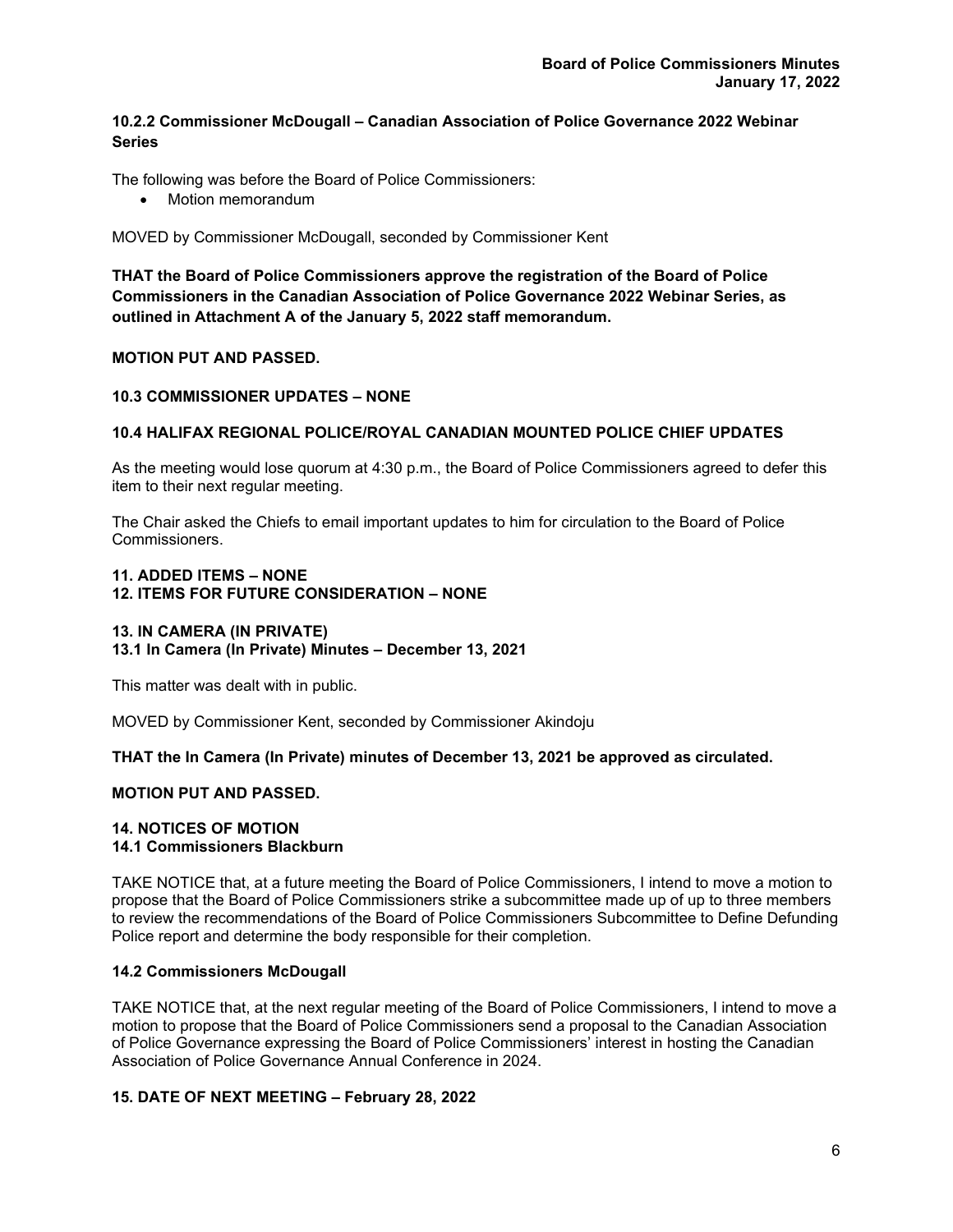**10.2.2 Commissioner McDougall – Canadian Association of Police Governance 2022 Webinar Series**

The following was before the Board of Police Commissioners:

- Motion memorandum

MOVED by Commissioner McDougall, seconded by Commissioner Kent

**THAT the Board of Police Commissioners approve the registration of the Board of Police Commissioners in the Canadian Association of Police Governance 2022 Webinar Series, as outlined in Attachment A of the January 5, 2022 staff memorandum.**

**MOTION PUT AND PASSED.**

**10.3 COMMISSIONER UPDATES – NONE**

**10.4 HALIFAX REGIONAL POLICE/ROYAL CANADIAN MOUNTED POLICE CHIEF UPDATES**

As the meeting would lose quorum at 4:30 p.m., the Board of Police Commissioners agreed to defer this item to their next regular meeting.

The Chair asked the Chiefs to email important updates to him for circulation to the Board of Police Commissioners.

**11. ADDED ITEMS – NONE**
**12. ITEMS FOR FUTURE CONSIDERATION – NONE**

**13. IN CAMERA (IN PRIVATE)**
**13.1 In Camera (In Private) Minutes – December 13, 2021**

This matter was dealt with in public.

MOVED by Commissioner Kent, seconded by Commissioner Akindoju

**THAT the In Camera (In Private) minutes of December 13, 2021 be approved as circulated.**

**MOTION PUT AND PASSED.**

**14. NOTICES OF MOTION**
**14.1 Commissioners Blackburn**

TAKE NOTICE that, at a future meeting the Board of Police Commissioners, I intend to move a motion to propose that the Board of Police Commissioners strike a subcommittee made up of up to three members to review the recommendations of the Board of Police Commissioners Subcommittee to Define Defunding Police report and determine the body responsible for their completion.

**14.2 Commissioners McDougall**

TAKE NOTICE that, at the next regular meeting of the Board of Police Commissioners, I intend to move a motion to propose that the Board of Police Commissioners send a proposal to the Canadian Association of Police Governance expressing the Board of Police Commissioners' interest in hosting the Canadian Association of Police Governance Annual Conference in 2024.

**15. DATE OF NEXT MEETING – February 28, 2022**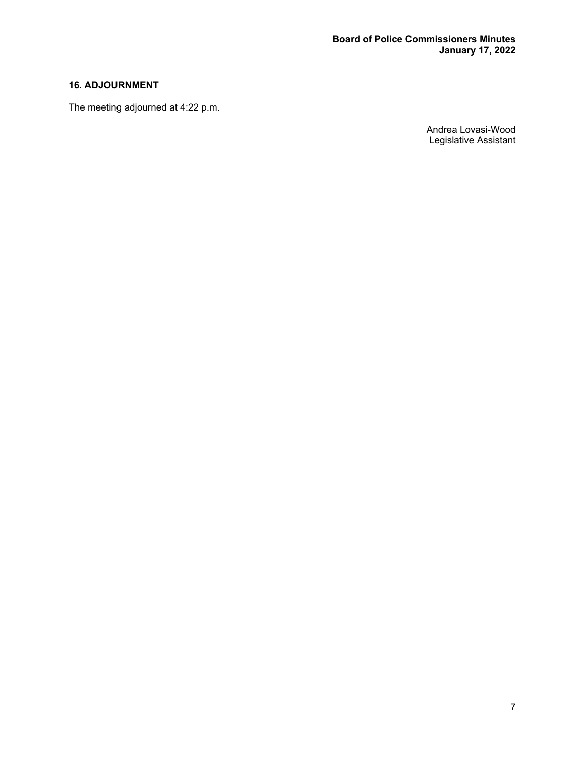## 16. ADJOURNMENT

The meeting adjourned at 4:22 p.m.

Andrea Lovasi-Wood
Legislative Assistant